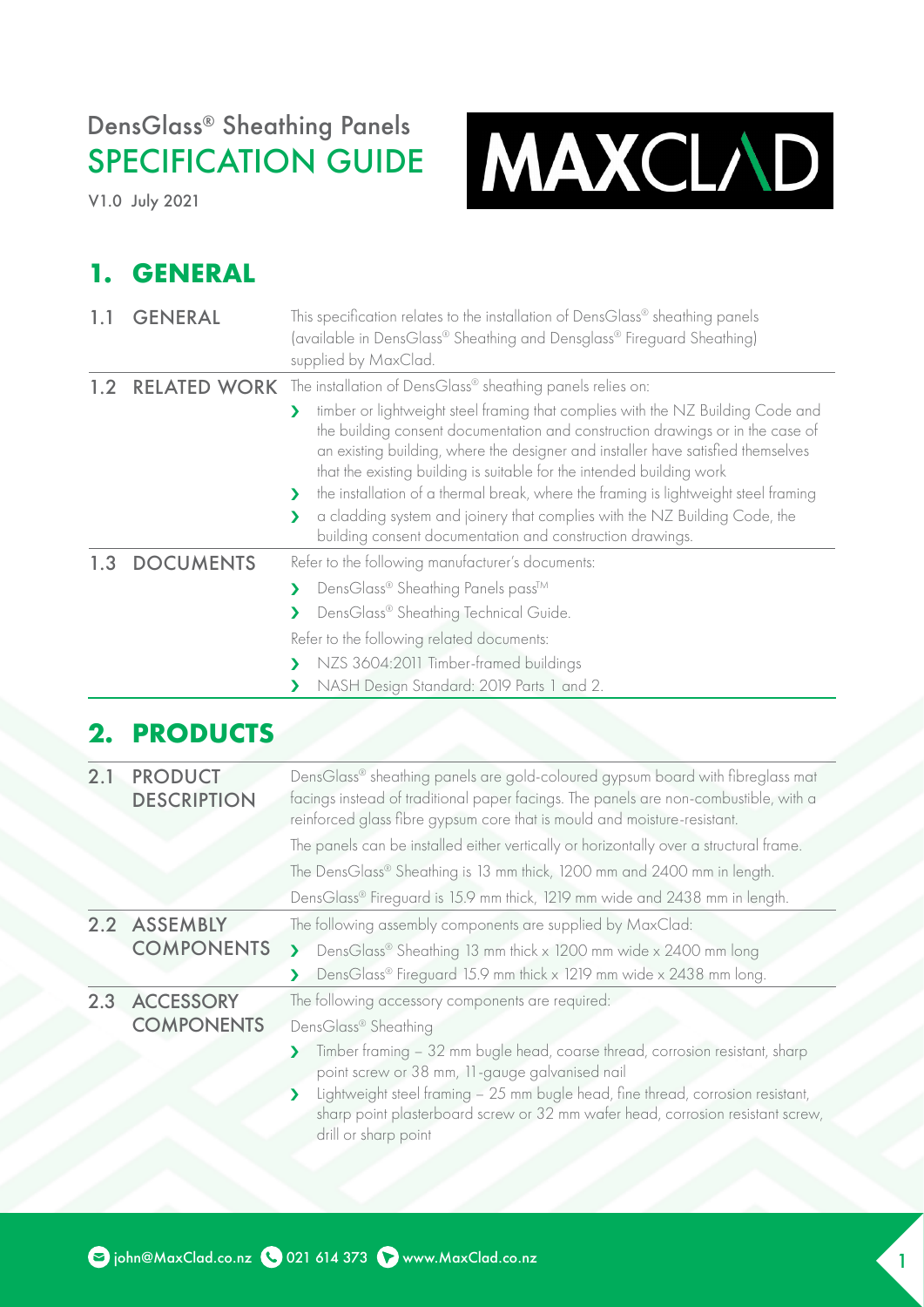# DensGlass® Sheathing Panels
# SPECIFICATION GUIDE

V1.0 July 2021

MAXCLAD

## 1. GENERAL

### 1.1 GENERAL

This specification relates to the installation of DensGlass® sheathing panels (available in DensGlass® Sheathing and Densglass® Fireguard Sheathing) supplied by MaxClad.

### 1.2 RELATED WORK

The installation of DensGlass® sheathing panels relies on:

- timber or lightweight steel framing that complies with the NZ Building Code and the building consent documentation and construction drawings or in the case of an existing building, where the designer and installer have satisfied themselves that the existing building is suitable for the intended building work
- the installation of a thermal break, where the framing is lightweight steel framing
- a cladding system and joinery that complies with the NZ Building Code, the building consent documentation and construction drawings.

### 1.3 DOCUMENTS

Refer to the following manufacturer's documents:

- DensGlass® Sheathing Panels pass™
- DensGlass® Sheathing Technical Guide.

Refer to the following related documents:

- NZS 3604:2011 Timber-framed buildings
- NASH Design Standard: 2019 Parts 1 and 2.

## 2. PRODUCTS

### 2.1 PRODUCT DESCRIPTION

DensGlass® sheathing panels are gold-coloured gypsum board with fibreglass mat facings instead of traditional paper facings. The panels are non-combustible, with a reinforced glass fibre gypsum core that is mould and moisture-resistant.

The panels can be installed either vertically or horizontally over a structural frame.

The DensGlass® Sheathing is 13 mm thick, 1200 mm and 2400 mm in length.

DensGlass® Fireguard is 15.9 mm thick, 1219 mm wide and 2438 mm in length.

### 2.2 ASSEMBLY COMPONENTS

The following assembly components are supplied by MaxClad:

- DensGlass® Sheathing 13 mm thick x 1200 mm wide x 2400 mm long
- DensGlass® Fireguard 15.9 mm thick x 1219 mm wide x 2438 mm long.

### 2.3 ACCESSORY COMPONENTS

The following accessory components are required:

DensGlass® Sheathing

- Timber framing – 32 mm bugle head, coarse thread, corrosion resistant, sharp point screw or 38 mm, 11-gauge galvanised nail
- Lightweight steel framing – 25 mm bugle head, fine thread, corrosion resistant, sharp point plasterboard screw or 32 mm wafer head, corrosion resistant screw, drill or sharp point

john@MaxClad.co.nz 021 614 373 www.MaxClad.co.nz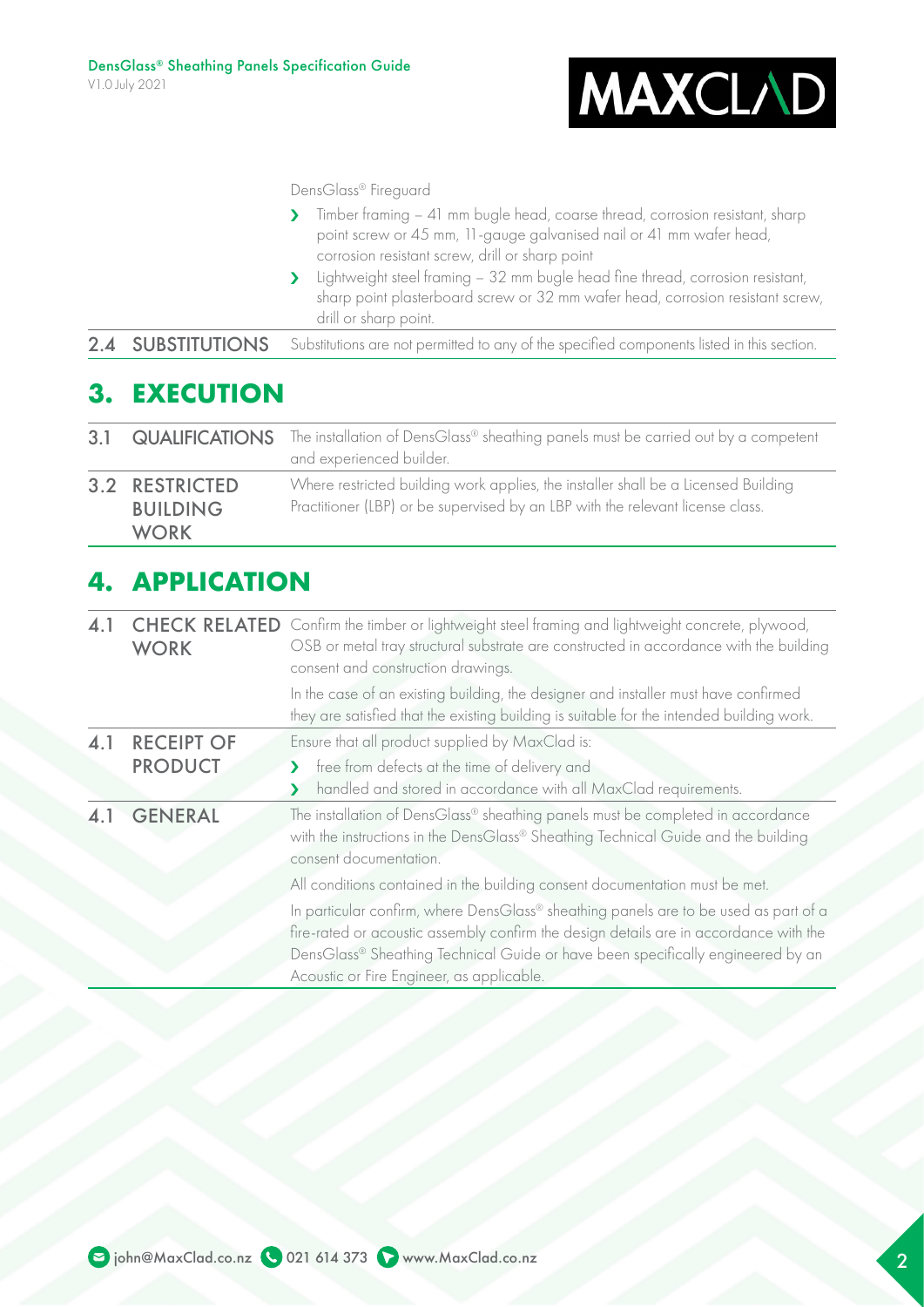DensGlass® Fireguard

- Timber framing – 41 mm bugle head, coarse thread, corrosion resistant, sharp point screw or 45 mm, 11-gauge galvanised nail or 41 mm wafer head, corrosion resistant screw, drill or sharp point
- Lightweight steel framing – 32 mm bugle head fine thread, corrosion resistant, sharp point plasterboard screw or 32 mm wafer head, corrosion resistant screw, drill or sharp point.

| | |
|---|---|
| **2.4 SUBSTITUTIONS** | Substitutions are not permitted to any of the specified components listed in this section. |

# 3. EXECUTION

| | |
|---|---|
| **3.1 QUALIFICATIONS** | The installation of DensGlass® sheathing panels must be carried out by a competent and experienced builder. |
| **3.2 RESTRICTED BUILDING WORK** | Where restricted building work applies, the installer shall be a Licensed Building Practitioner (LBP) or be supervised by an LBP with the relevant license class. |

# 4. APPLICATION

| | |
|---|---|
| **4.1 CHECK RELATED WORK** | Confirm the timber or lightweight steel framing and lightweight concrete, plywood, OSB or metal tray structural substrate are constructed in accordance with the building consent and construction drawings.<br><br>In the case of an existing building, the designer and installer must have confirmed they are satisfied that the existing building is suitable for the intended building work. |
| **4.1 RECEIPT OF PRODUCT** | Ensure that all product supplied by MaxClad is:<br>› free from defects at the time of delivery and<br>› handled and stored in accordance with all MaxClad requirements. |
| **4.1 GENERAL** | The installation of DensGlass® sheathing panels must be completed in accordance with the instructions in the DensGlass® Sheathing Technical Guide and the building consent documentation.<br><br>All conditions contained in the building consent documentation must be met.<br><br>In particular confirm, where DensGlass® sheathing panels are to be used as part of a fire-rated or acoustic assembly confirm the design details are in accordance with the DensGlass® Sheathing Technical Guide or have been specifically engineered by an Acoustic or Fire Engineer, as applicable. |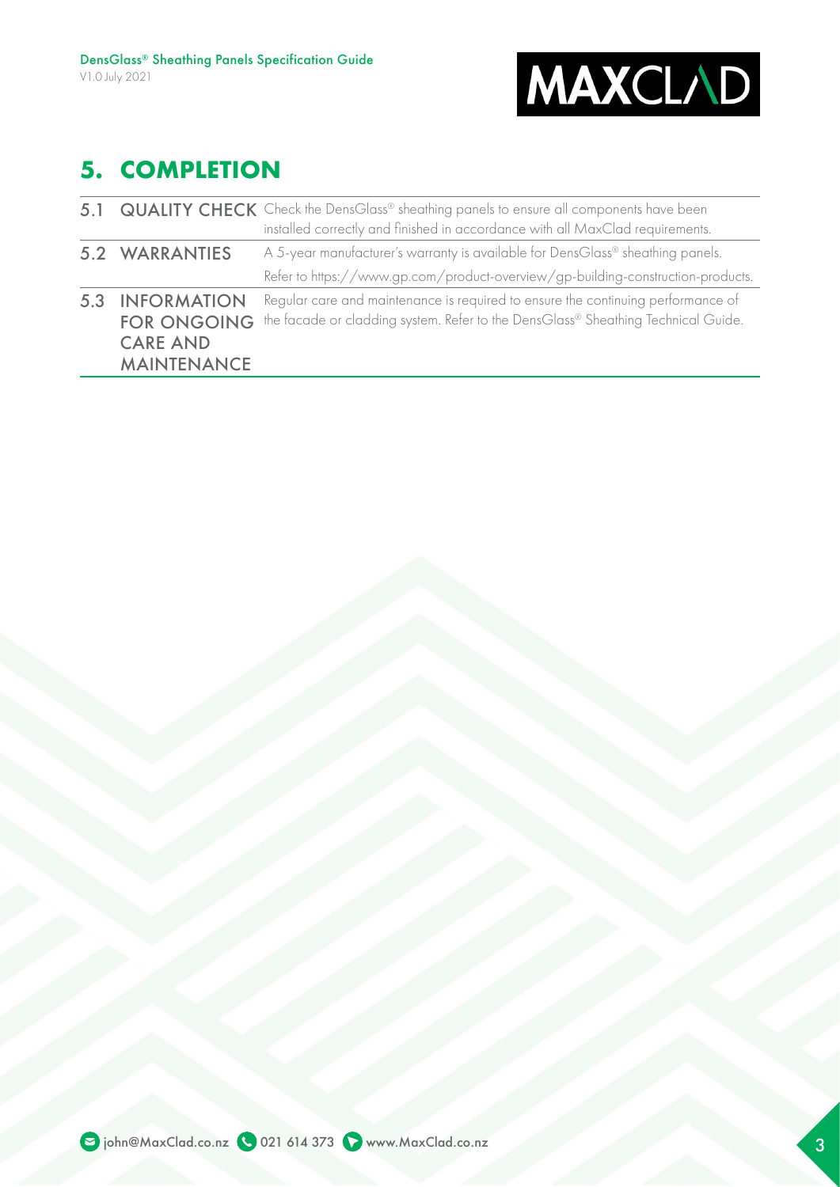# 5. COMPLETION

| | | |
|---|---|---|
| 5.1 | QUALITY CHECK | Check the DensGlass® sheathing panels to ensure all components have been installed correctly and finished in accordance with all MaxClad requirements. |
| 5.2 | WARRANTIES | A 5-year manufacturer's warranty is available for DensGlass® sheathing panels. Refer to https://www.gp.com/product-overview/gp-building-construction-products. |
| 5.3 | INFORMATION FOR ONGOING CARE AND MAINTENANCE | Regular care and maintenance is required to ensure the continuing performance of the facade or cladding system. Refer to the DensGlass® Sheathing Technical Guide. |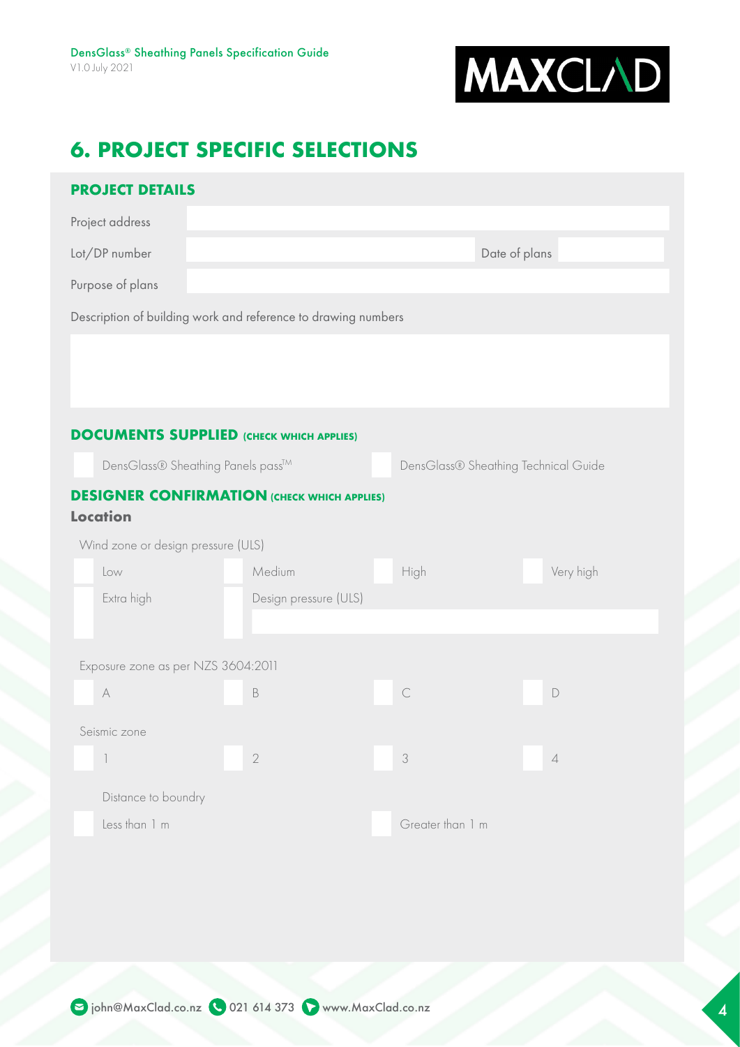# 6. PROJECT SPECIFIC SELECTIONS

## PROJECT DETAILS

Project address

Lot/DP number

Date of plans

Purpose of plans

Description of building work and reference to drawing numbers

## DOCUMENTS SUPPLIED (CHECK WHICH APPLIES)

- [ ] DensGlass® Sheathing Panels pass™
- [ ] DensGlass® Sheathing Technical Guide

## DESIGNER CONFIRMATION (CHECK WHICH APPLIES)

### Location

Wind zone or design pressure (ULS)

- [ ] Low
- [ ] Medium
- [ ] High
- [ ] Very high
- [ ] Extra high
- [ ] Design pressure (ULS)

Exposure zone as per NZS 3604:2011

- [ ] A
- [ ] B
- [ ] C
- [ ] D

Seismic zone

- [ ] 1
- [ ] 2
- [ ] 3
- [ ] 4

Distance to boundry

- [ ] Less than 1 m
- [ ] Greater than 1 m

john@MaxClad.co.nz 021 614 373 www.MaxClad.co.nz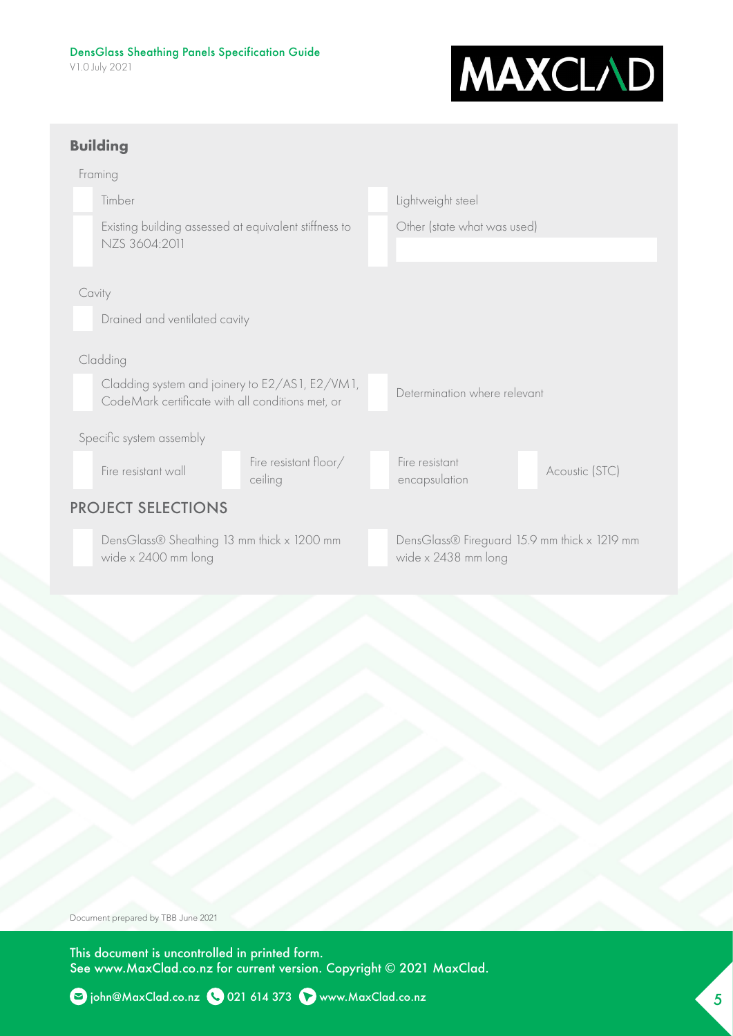## Building

Framing

- [ ] Timber
- [ ] Lightweight steel
- [ ] Existing building assessed at equivalent stiffness to NZS 3604:2011
- [ ] Other (state what was used)

Cavity

- [ ] Drained and ventilated cavity

Cladding

- [ ] Cladding system and joinery to E2/AS1, E2/VM1, CodeMark certificate with all conditions met, or
- [ ] Determination where relevant

Specific system assembly

- [ ] Fire resistant wall
- [ ] Fire resistant floor/ceiling
- [ ] Fire resistant encapsulation
- [ ] Acoustic (STC)

## PROJECT SELECTIONS

- [ ] DensGlass® Sheathing 13 mm thick x 1200 mm wide x 2400 mm long
- [ ] DensGlass® Fireguard 15.9 mm thick x 1219 mm wide x 2438 mm long

Document prepared by TBB June 2021

This document is uncontrolled in printed form.
See www.MaxClad.co.nz for current version. Copyright © 2021 MaxClad.

john@MaxClad.co.nz 021 614 373 www.MaxClad.co.nz